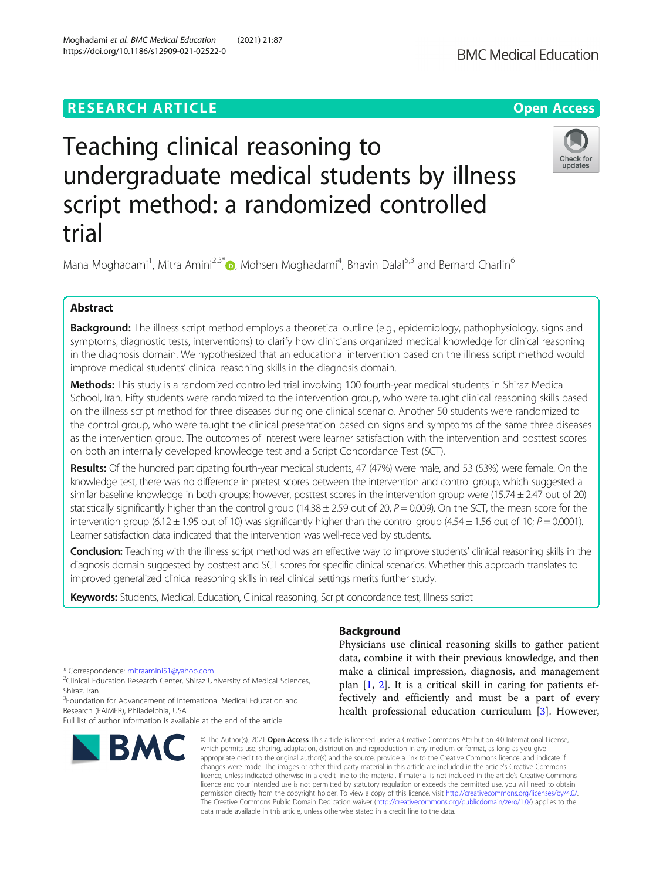RESEARCH ARTICLE

Open Access

# Teaching clinical reasoning to undergraduate medical students by illness script method: a randomized controlled trial

Mana Moghadami[1], Mitra Amini[2,3*], Mohsen Moghadami[4], Bhavin Dalal[5,3] and Bernard Charlin[6]

## Abstract

**Background:** The illness script method employs a theoretical outline (e.g., epidemiology, pathophysiology, signs and symptoms, diagnostic tests, interventions) to clarify how clinicians organized medical knowledge for clinical reasoning in the diagnosis domain. We hypothesized that an educational intervention based on the illness script method would improve medical students' clinical reasoning skills in the diagnosis domain.

**Methods:** This study is a randomized controlled trial involving 100 fourth-year medical students in Shiraz Medical School, Iran. Fifty students were randomized to the intervention group, who were taught clinical reasoning skills based on the illness script method for three diseases during one clinical scenario. Another 50 students were randomized to the control group, who were taught the clinical presentation based on signs and symptoms of the same three diseases as the intervention group. The outcomes of interest were learner satisfaction with the intervention and posttest scores on both an internally developed knowledge test and a Script Concordance Test (SCT).

**Results:** Of the hundred participating fourth-year medical students, 47 (47%) were male, and 53 (53%) were female. On the knowledge test, there was no difference in pretest scores between the intervention and control group, which suggested a similar baseline knowledge in both groups; however, posttest scores in the intervention group were (15.74 ± 2.47 out of 20) statistically significantly higher than the control group (14.38 ± 2.59 out of 20, $P = 0.009$). On the SCT, the mean score for the intervention group (6.12 ± 1.95 out of 10) was significantly higher than the control group (4.54 ± 1.56 out of 10; $P = 0.0001$). Learner satisfaction data indicated that the intervention was well-received by students.

**Conclusion:** Teaching with the illness script method was an effective way to improve students' clinical reasoning skills in the diagnosis domain suggested by posttest and SCT scores for specific clinical scenarios. Whether this approach translates to improved generalized clinical reasoning skills in real clinical settings merits further study.

**Keywords:** Students, Medical, Education, Clinical reasoning, Script concordance test, Illness script

## Background

Physicians use clinical reasoning skills to gather patient data, combine it with their previous knowledge, and then make a clinical impression, diagnosis, and management plan [1, 2]. It is a critical skill in caring for patients effectively and efficiently and must be a part of every health professional education curriculum [3]. However,

\* Correspondence: mitraamini51@yahoo.com
[2]Clinical Education Research Center, Shiraz University of Medical Sciences, Shiraz, Iran
[3]Foundation for Advancement of International Medical Education and Research (FAIMER), Philadelphia, USA
Full list of author information is available at the end of the article

© The Author(s). 2021 **Open Access** This article is licensed under a Creative Commons Attribution 4.0 International License, which permits use, sharing, adaptation, distribution and reproduction in any medium or format, as long as you give appropriate credit to the original author(s) and the source, provide a link to the Creative Commons licence, and indicate if changes were made. The images or other third party material in this article are included in the article's Creative Commons licence, unless indicated otherwise in a credit line to the material. If material is not included in the article's Creative Commons licence and your intended use is not permitted by statutory regulation or exceeds the permitted use, you will need to obtain permission directly from the copyright holder. To view a copy of this licence, visit http://creativecommons.org/licenses/by/4.0/. The Creative Commons Public Domain Dedication waiver (http://creativecommons.org/publicdomain/zero/1.0/) applies to the data made available in this article, unless otherwise stated in a credit line to the data.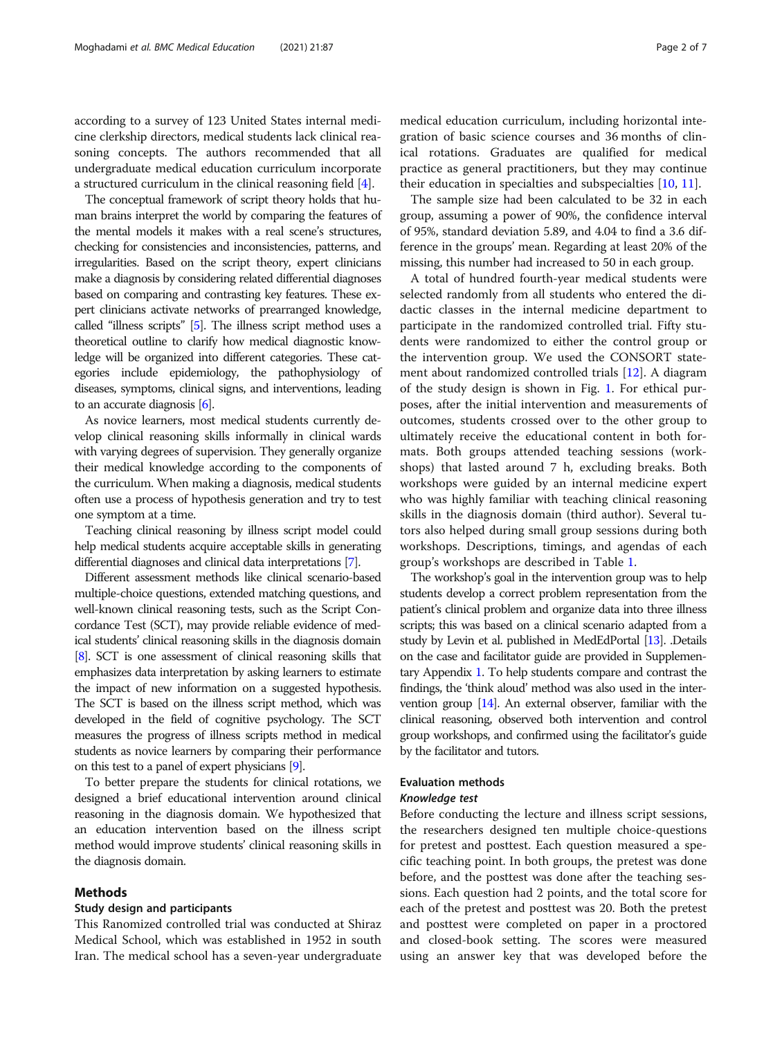according to a survey of 123 United States internal medicine clerkship directors, medical students lack clinical reasoning concepts. The authors recommended that all undergraduate medical education curriculum incorporate a structured curriculum in the clinical reasoning field [4].

The conceptual framework of script theory holds that human brains interpret the world by comparing the features of the mental models it makes with a real scene's structures, checking for consistencies and inconsistencies, patterns, and irregularities. Based on the script theory, expert clinicians make a diagnosis by considering related differential diagnoses based on comparing and contrasting key features. These expert clinicians activate networks of prearranged knowledge, called "illness scripts" [5]. The illness script method uses a theoretical outline to clarify how medical diagnostic knowledge will be organized into different categories. These categories include epidemiology, the pathophysiology of diseases, symptoms, clinical signs, and interventions, leading to an accurate diagnosis [6].

As novice learners, most medical students currently develop clinical reasoning skills informally in clinical wards with varying degrees of supervision. They generally organize their medical knowledge according to the components of the curriculum. When making a diagnosis, medical students often use a process of hypothesis generation and try to test one symptom at a time.

Teaching clinical reasoning by illness script model could help medical students acquire acceptable skills in generating differential diagnoses and clinical data interpretations [7].

Different assessment methods like clinical scenario-based multiple-choice questions, extended matching questions, and well-known clinical reasoning tests, such as the Script Concordance Test (SCT), may provide reliable evidence of medical students' clinical reasoning skills in the diagnosis domain [8]. SCT is one assessment of clinical reasoning skills that emphasizes data interpretation by asking learners to estimate the impact of new information on a suggested hypothesis. The SCT is based on the illness script method, which was developed in the field of cognitive psychology. The SCT measures the progress of illness scripts method in medical students as novice learners by comparing their performance on this test to a panel of expert physicians [9].

To better prepare the students for clinical rotations, we designed a brief educational intervention around clinical reasoning in the diagnosis domain. We hypothesized that an education intervention based on the illness script method would improve students' clinical reasoning skills in the diagnosis domain.

## Methods

### Study design and participants

This Ranomized controlled trial was conducted at Shiraz Medical School, which was established in 1952 in south Iran. The medical school has a seven-year undergraduate medical education curriculum, including horizontal integration of basic science courses and 36 months of clinical rotations. Graduates are qualified for medical practice as general practitioners, but they may continue their education in specialties and subspecialties [10, 11].

The sample size had been calculated to be 32 in each group, assuming a power of 90%, the confidence interval of 95%, standard deviation 5.89, and 4.04 to find a 3.6 difference in the groups' mean. Regarding at least 20% of the missing, this number had increased to 50 in each group.

A total of hundred fourth-year medical students were selected randomly from all students who entered the didactic classes in the internal medicine department to participate in the randomized controlled trial. Fifty students were randomized to either the control group or the intervention group. We used the CONSORT statement about randomized controlled trials [12]. A diagram of the study design is shown in Fig. 1. For ethical purposes, after the initial intervention and measurements of outcomes, students crossed over to the other group to ultimately receive the educational content in both formats. Both groups attended teaching sessions (workshops) that lasted around 7 h, excluding breaks. Both workshops were guided by an internal medicine expert who was highly familiar with teaching clinical reasoning skills in the diagnosis domain (third author). Several tutors also helped during small group sessions during both workshops. Descriptions, timings, and agendas of each group's workshops are described in Table 1.

The workshop's goal in the intervention group was to help students develop a correct problem representation from the patient's clinical problem and organize data into three illness scripts; this was based on a clinical scenario adapted from a study by Levin et al. published in MedEdPortal [13]. .Details on the case and facilitator guide are provided in Supplementary Appendix 1. To help students compare and contrast the findings, the 'think aloud' method was also used in the intervention group [14]. An external observer, familiar with the clinical reasoning, observed both intervention and control group workshops, and confirmed using the facilitator's guide by the facilitator and tutors.

### Evaluation methods

#### *Knowledge test*

Before conducting the lecture and illness script sessions, the researchers designed ten multiple choice-questions for pretest and posttest. Each question measured a specific teaching point. In both groups, the pretest was done before, and the posttest was done after the teaching sessions. Each question had 2 points, and the total score for each of the pretest and posttest was 20. Both the pretest and posttest were completed on paper in a proctored and closed-book setting. The scores were measured using an answer key that was developed before the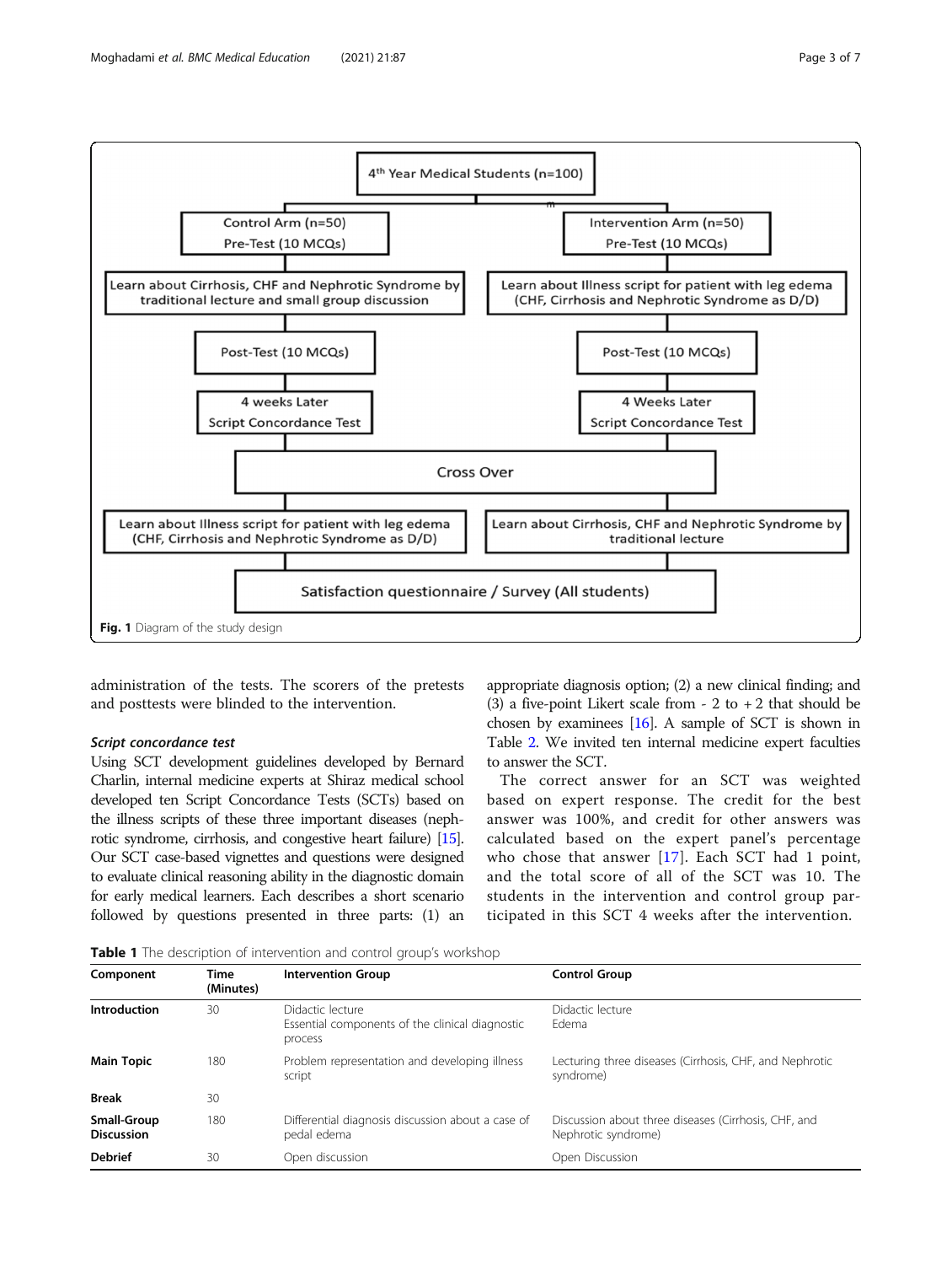4th Year Medical Students (n=100)

Control Arm (n=50)
Pre-Test (10 MCQs)

Intervention Arm (n=50)
Pre-Test (10 MCQs)

Learn about Cirrhosis, CHF and Nephrotic Syndrome by traditional lecture and small group discussion

Learn about Illness script for patient with leg edema (CHF, Cirrhosis and Nephrotic Syndrome as D/D)

Post-Test (10 MCQs)

Post-Test (10 MCQs)

4 weeks Later
Script Concordance Test

4 Weeks Later
Script Concordance Test

Cross Over

Learn about Illness script for patient with leg edema (CHF, Cirrhosis and Nephrotic Syndrome as D/D)

Learn about Cirrhosis, CHF and Nephrotic Syndrome by traditional lecture

Satisfaction questionnaire / Survey (All students)

**Fig. 1** Diagram of the study design

administration of the tests. The scorers of the pretests and posttests were blinded to the intervention.

### *Script concordance test*

Using SCT development guidelines developed by Bernard Charlin, internal medicine experts at Shiraz medical school developed ten Script Concordance Tests (SCTs) based on the illness scripts of these three important diseases (nephrotic syndrome, cirrhosis, and congestive heart failure) [15]. Our SCT case-based vignettes and questions were designed to evaluate clinical reasoning ability in the diagnostic domain for early medical learners. Each describes a short scenario followed by questions presented in three parts: (1) an appropriate diagnosis option; (2) a new clinical finding; and (3) a five-point Likert scale from - 2 to + 2 that should be chosen by examinees [16]. A sample of SCT is shown in Table 2. We invited ten internal medicine expert faculties to answer the SCT.

The correct answer for an SCT was weighted based on expert response. The credit for the best answer was 100%, and credit for other answers was calculated based on the expert panel's percentage who chose that answer [17]. Each SCT had 1 point, and the total score of all of the SCT was 10. The students in the intervention and control group participated in this SCT 4 weeks after the intervention.

**Table 1** The description of intervention and control group's workshop

| Component | Time (Minutes) | Intervention Group | Control Group |
|---|---|---|---|
| **Introduction** | 30 | Didactic lecture<br>Essential components of the clinical diagnostic process | Didactic lecture<br>Edema |
| **Main Topic** | 180 | Problem representation and developing illness script | Lecturing three diseases (Cirrhosis, CHF, and Nephrotic syndrome) |
| **Break** | 30 | | |
| **Small-Group Discussion** | 180 | Differential diagnosis discussion about a case of pedal edema | Discussion about three diseases (Cirrhosis, CHF, and Nephrotic syndrome) |
| **Debrief** | 30 | Open discussion | Open Discussion |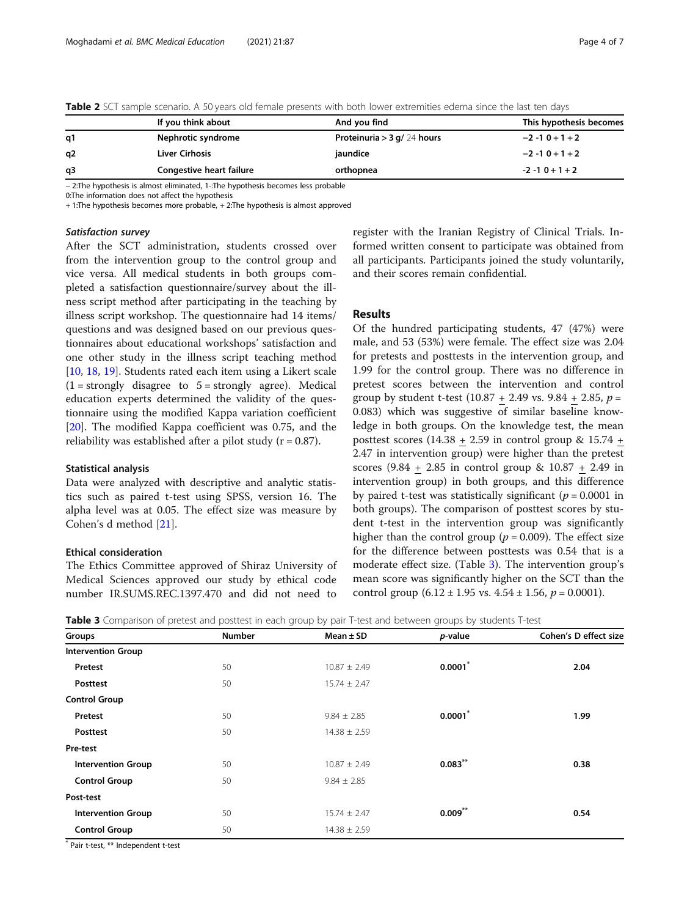**Table 2** SCT sample scenario. A 50 years old female presents with both lower extremities edema since the last ten days

| | If you think about | And you find | This hypothesis becomes |
|---|---|---|---|
| q1 | Nephrotic syndrome | Proteinuria > 3 g/ 24 hours | −2 -1 0 + 1 + 2 |
| q2 | Liver Cirhosis | jaundice | −2 -1 0 + 1 + 2 |
| q3 | Congestive heart failure | orthopnea | -2 -1 0 + 1 + 2 |

− 2:The hypothesis is almost eliminated, 1-:The hypothesis becomes less probable
0:The information does not affect the hypothesis
+ 1:The hypothesis becomes more probable, + 2:The hypothesis is almost approved

### *Satisfaction survey*

After the SCT administration, students crossed over from the intervention group to the control group and vice versa. All medical students in both groups completed a satisfaction questionnaire/survey about the illness script method after participating in the teaching by illness script workshop. The questionnaire had 14 items/questions and was designed based on our previous questionnaires about educational workshops' satisfaction and one other study in the illness script teaching method [10, 18, 19]. Students rated each item using a Likert scale (1 = strongly disagree to 5 = strongly agree). Medical education experts determined the validity of the questionnaire using the modified Kappa variation coefficient [20]. The modified Kappa coefficient was 0.75, and the reliability was established after a pilot study (r = 0.87).

### Statistical analysis

Data were analyzed with descriptive and analytic statistics such as paired t-test using SPSS, version 16. The alpha level was at 0.05. The effect size was measure by Cohen's d method [21].

### Ethical consideration

The Ethics Committee approved of Shiraz University of Medical Sciences approved our study by ethical code number IR.SUMS.REC.1397.470 and did not need to register with the Iranian Registry of Clinical Trials. Informed written consent to participate was obtained from all participants. Participants joined the study voluntarily, and their scores remain confidential.

## Results

Of the hundred participating students, 47 (47%) were male, and 53 (53%) were female. The effect size was 2.04 for pretests and posttests in the intervention group, and 1.99 for the control group. There was no difference in pretest scores between the intervention and control group by student t-test (10.87 ± 2.49 vs. 9.84 ± 2.85, $p$ = 0.083) which was suggestive of similar baseline knowledge in both groups. On the knowledge test, the mean posttest scores (14.38 ± 2.59 in control group & 15.74 ± 2.47 in intervention group) were higher than the pretest scores (9.84 ± 2.85 in control group & 10.87 ± 2.49 in intervention group) in both groups, and this difference by paired t-test was statistically significant ($p$ = 0.0001 in both groups). The comparison of posttest scores by student t-test in the intervention group was significantly higher than the control group ($p$ = 0.009). The effect size for the difference between posttests was 0.54 that is a moderate effect size. (Table 3). The intervention group's mean score was significantly higher on the SCT than the control group (6.12 ± 1.95 vs. 4.54 ± 1.56, $p$ = 0.0001).

**Table 3** Comparison of pretest and posttest in each group by pair T-test and between groups by students T-test

| Groups | Number | Mean ± SD | *p*-value | Cohen's D effect size |
|---|---|---|---|---|
| **Intervention Group** | | | | |
| **Pretest** | 50 | 10.87 ± 2.49 | **0.0001*** | **2.04** |
| **Posttest** | 50 | 15.74 ± 2.47 | | |
| **Control Group** | | | | |
| **Pretest** | 50 | 9.84 ± 2.85 | **0.0001*** | **1.99** |
| **Posttest** | 50 | 14.38 ± 2.59 | | |
| **Pre-test** | | | | |
| **Intervention Group** | 50 | 10.87 ± 2.49 | **0.083**** | **0.38** |
| **Control Group** | 50 | 9.84 ± 2.85 | | |
| **Post-test** | | | | |
| **Intervention Group** | 50 | 15.74 ± 2.47 | **0.009**** | **0.54** |
| **Control Group** | 50 | 14.38 ± 2.59 | | |

* Pair t-test, ** Independent t-test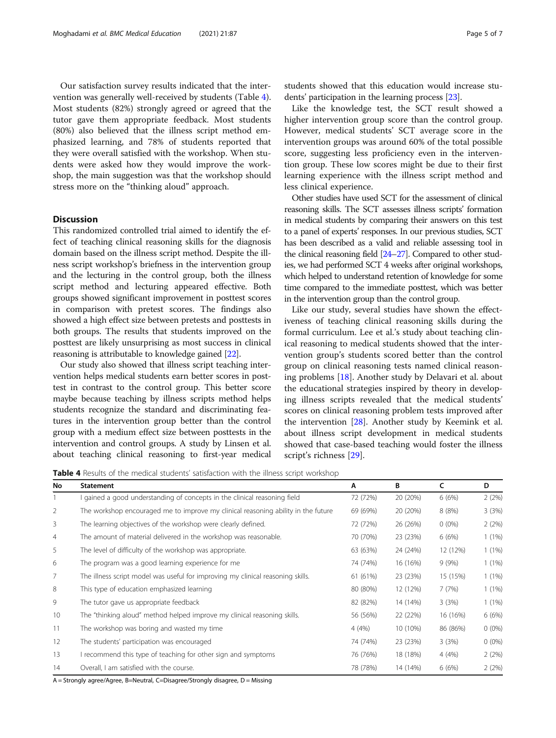Our satisfaction survey results indicated that the intervention was generally well-received by students (Table 4). Most students (82%) strongly agreed or agreed that the tutor gave them appropriate feedback. Most students (80%) also believed that the illness script method emphasized learning, and 78% of students reported that they were overall satisfied with the workshop. When students were asked how they would improve the workshop, the main suggestion was that the workshop should stress more on the "thinking aloud" approach.

## Discussion

This randomized controlled trial aimed to identify the effect of teaching clinical reasoning skills for the diagnosis domain based on the illness script method. Despite the illness script workshop's briefness in the intervention group and the lecturing in the control group, both the illness script method and lecturing appeared effective. Both groups showed significant improvement in posttest scores in comparison with pretest scores. The findings also showed a high effect size between pretests and posttests in both groups. The results that students improved on the posttest are likely unsurprising as most success in clinical reasoning is attributable to knowledge gained [22].

Our study also showed that illness script teaching intervention helps medical students earn better scores in posttest in contrast to the control group. This better score maybe because teaching by illness scripts method helps students recognize the standard and discriminating features in the intervention group better than the control group with a medium effect size between posttests in the intervention and control groups. A study by Linsen et al. about teaching clinical reasoning to first-year medical students showed that this education would increase students' participation in the learning process [23].

Like the knowledge test, the SCT result showed a higher intervention group score than the control group. However, medical students' SCT average score in the intervention groups was around 60% of the total possible score, suggesting less proficiency even in the intervention group. These low scores might be due to their first learning experience with the illness script method and less clinical experience.

Other studies have used SCT for the assessment of clinical reasoning skills. The SCT assesses illness scripts' formation in medical students by comparing their answers on this test to a panel of experts' responses. In our previous studies, SCT has been described as a valid and reliable assessing tool in the clinical reasoning field [24–27]. Compared to other studies, we had performed SCT 4 weeks after original workshops, which helped to understand retention of knowledge for some time compared to the immediate posttest, which was better in the intervention group than the control group.

Like our study, several studies have shown the effectiveness of teaching clinical reasoning skills during the formal curriculum. Lee et al.'s study about teaching clinical reasoning to medical students showed that the intervention group's students scored better than the control group on clinical reasoning tests named clinical reasoning problems [18]. Another study by Delavari et al. about the educational strategies inspired by theory in developing illness scripts revealed that the medical students' scores on clinical reasoning problem tests improved after the intervention [28]. Another study by Keemink et al. about illness script development in medical students showed that case-based teaching would foster the illness script's richness [29].

**Table 4** Results of the medical students' satisfaction with the illness script workshop

| No | Statement | A | B | C | D |
|---|---|---|---|---|---|
| 1 | I gained a good understanding of concepts in the clinical reasoning field | 72 (72%) | 20 (20%) | 6 (6%) | 2 (2%) |
| 2 | The workshop encouraged me to improve my clinical reasoning ability in the future | 69 (69%) | 20 (20%) | 8 (8%) | 3 (3%) |
| 3 | The learning objectives of the workshop were clearly defined. | 72 (72%) | 26 (26%) | 0 (0%) | 2 (2%) |
| 4 | The amount of material delivered in the workshop was reasonable. | 70 (70%) | 23 (23%) | 6 (6%) | 1 (1%) |
| 5 | The level of difficulty of the workshop was appropriate. | 63 (63%) | 24 (24%) | 12 (12%) | 1 (1%) |
| 6 | The program was a good learning experience for me | 74 (74%) | 16 (16%) | 9 (9%) | 1 (1%) |
| 7 | The illness script model was useful for improving my clinical reasoning skills. | 61 (61%) | 23 (23%) | 15 (15%) | 1 (1%) |
| 8 | This type of education emphasized learning | 80 (80%) | 12 (12%) | 7 (7%) | 1 (1%) |
| 9 | The tutor gave us appropriate feedback | 82 (82%) | 14 (14%) | 3 (3%) | 1 (1%) |
| 10 | The "thinking aloud" method helped improve my clinical reasoning skills. | 56 (56%) | 22 (22%) | 16 (16%) | 6 (6%) |
| 11 | The workshop was boring and wasted my time | 4 (4%) | 10 (10%) | 86 (86%) | 0 (0%) |
| 12 | The students' participation was encouraged | 74 (74%) | 23 (23%) | 3 (3%) | 0 (0%) |
| 13 | I recommend this type of teaching for other sign and symptoms | 76 (76%) | 18 (18%) | 4 (4%) | 2 (2%) |
| 14 | Overall, I am satisfied with the course. | 78 (78%) | 14 (14%) | 6 (6%) | 2 (2%) |

A = Strongly agree/Agree, B=Neutral, C=Disagree/Strongly disagree, D = Missing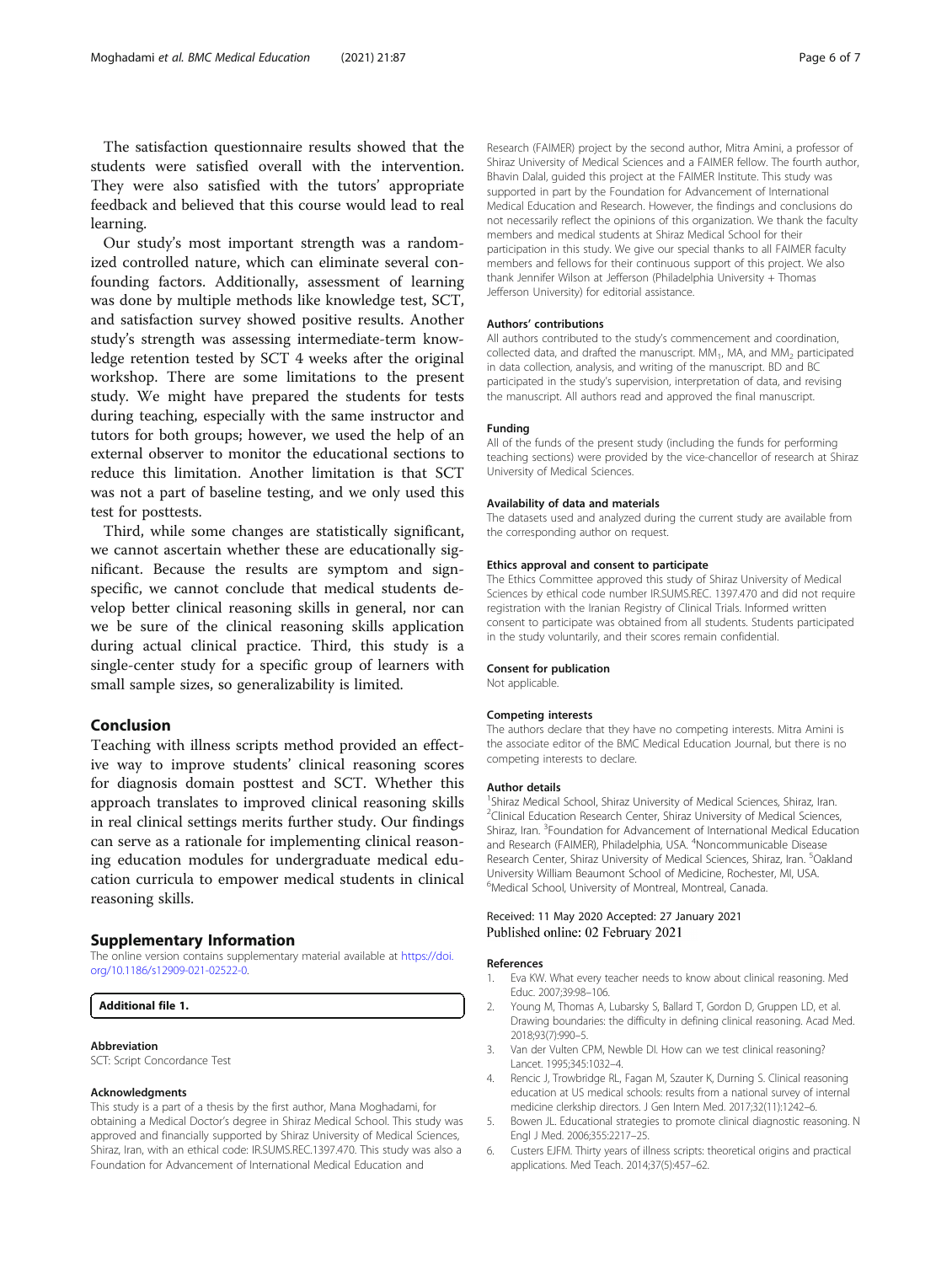The satisfaction questionnaire results showed that the students were satisfied overall with the intervention. They were also satisfied with the tutors' appropriate feedback and believed that this course would lead to real learning.

Our study's most important strength was a randomized controlled nature, which can eliminate several confounding factors. Additionally, assessment of learning was done by multiple methods like knowledge test, SCT, and satisfaction survey showed positive results. Another study's strength was assessing intermediate-term knowledge retention tested by SCT 4 weeks after the original workshop. There are some limitations to the present study. We might have prepared the students for tests during teaching, especially with the same instructor and tutors for both groups; however, we used the help of an external observer to monitor the educational sections to reduce this limitation. Another limitation is that SCT was not a part of baseline testing, and we only used this test for posttests.

Third, while some changes are statistically significant, we cannot ascertain whether these are educationally significant. Because the results are symptom and sign-specific, we cannot conclude that medical students develop better clinical reasoning skills in general, nor can we be sure of the clinical reasoning skills application during actual clinical practice. Third, this study is a single-center study for a specific group of learners with small sample sizes, so generalizability is limited.

## Conclusion

Teaching with illness scripts method provided an effective way to improve students' clinical reasoning scores for diagnosis domain posttest and SCT. Whether this approach translates to improved clinical reasoning skills in real clinical settings merits further study. Our findings can serve as a rationale for implementing clinical reasoning education modules for undergraduate medical education curricula to empower medical students in clinical reasoning skills.

## Supplementary Information

The online version contains supplementary material available at https://doi.org/10.1186/s12909-021-02522-0.

**Additional file 1.**

#### Abbreviation

SCT: Script Concordance Test

#### Acknowledgments

This study is a part of a thesis by the first author, Mana Moghadami, for obtaining a Medical Doctor's degree in Shiraz Medical School. This study was approved and financially supported by Shiraz University of Medical Sciences, Shiraz, Iran, with an ethical code: IR.SUMS.REC.1397.470. This study was also a Foundation for Advancement of International Medical Education and Research (FAIMER) project by the second author, Mitra Amini, a professor of Shiraz University of Medical Sciences and a FAIMER fellow. The fourth author, Bhavin Dalal, guided this project at the FAIMER Institute. This study was supported in part by the Foundation for Advancement of International Medical Education and Research. However, the findings and conclusions do not necessarily reflect the opinions of this organization. We thank the faculty members and medical students at Shiraz Medical School for their participation in this study. We give our special thanks to all FAIMER faculty members and fellows for their continuous support of this project. We also thank Jennifer Wilson at Jefferson (Philadelphia University + Thomas Jefferson University) for editorial assistance.

#### Authors' contributions

All authors contributed to the study's commencement and coordination, collected data, and drafted the manuscript. $MM_1$, MA, and $MM_2$ participated in data collection, analysis, and writing of the manuscript. BD and BC participated in the study's supervision, interpretation of data, and revising the manuscript. All authors read and approved the final manuscript.

#### Funding

All of the funds of the present study (including the funds for performing teaching sections) were provided by the vice-chancellor of research at Shiraz University of Medical Sciences.

#### Availability of data and materials

The datasets used and analyzed during the current study are available from the corresponding author on request.

#### Ethics approval and consent to participate

The Ethics Committee approved this study of Shiraz University of Medical Sciences by ethical code number IR.SUMS.REC. 1397.470 and did not require registration with the Iranian Registry of Clinical Trials. Informed written consent to participate was obtained from all students. Students participated in the study voluntarily, and their scores remain confidential.

#### Consent for publication

Not applicable.

#### Competing interests

The authors declare that they have no competing interests. Mitra Amini is the associate editor of the BMC Medical Education Journal, but there is no competing interests to declare.

#### Author details

[1]Shiraz Medical School, Shiraz University of Medical Sciences, Shiraz, Iran. [2]Clinical Education Research Center, Shiraz University of Medical Sciences, Shiraz, Iran. [3]Foundation for Advancement of International Medical Education and Research (FAIMER), Philadelphia, USA. [4]Noncommunicable Disease Research Center, Shiraz University of Medical Sciences, Shiraz, Iran. [5]Oakland University William Beaumont School of Medicine, Rochester, MI, USA. [6]Medical School, University of Montreal, Montreal, Canada.

Received: 11 May 2020 Accepted: 27 January 2021
Published online: 02 February 2021

#### References

1. Eva KW. What every teacher needs to know about clinical reasoning. Med Educ. 2007;39:98–106.
2. Young M, Thomas A, Lubarsky S, Ballard T, Gordon D, Gruppen LD, et al. Drawing boundaries: the difficulty in defining clinical reasoning. Acad Med. 2018;93(7):990–5.
3. Van der Vulten CPM, Newble DI. How can we test clinical reasoning? Lancet. 1995;345:1032–4.
4. Rencic J, Trowbridge RL, Fagan M, Szauter K, Durning S. Clinical reasoning education at US medical schools: results from a national survey of internal medicine clerkship directors. J Gen Intern Med. 2017;32(11):1242–6.
5. Bowen JL. Educational strategies to promote clinical diagnostic reasoning. N Engl J Med. 2006;355:2217–25.
6. Custers EJFM. Thirty years of illness scripts: theoretical origins and practical applications. Med Teach. 2014;37(5):457–62.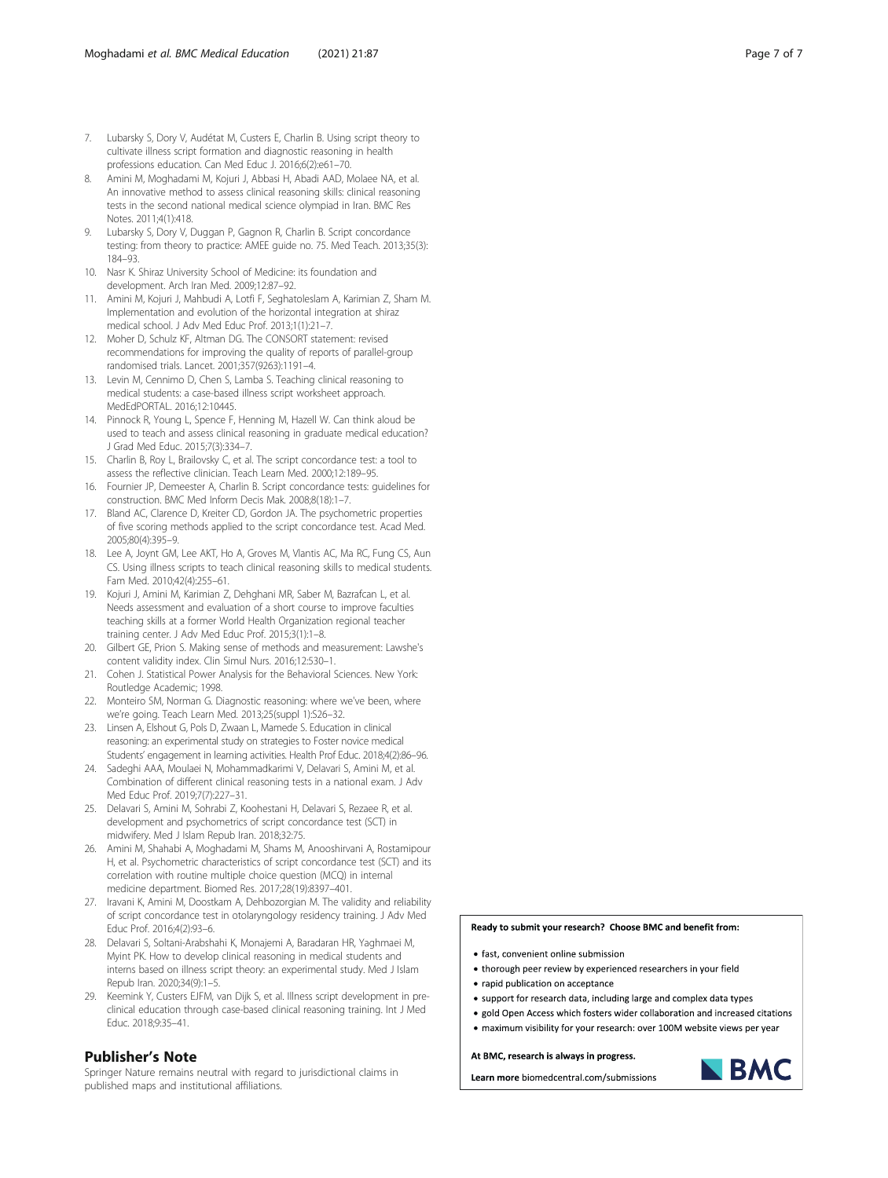7. Lubarsky S, Dory V, Audétat M, Custers E, Charlin B. Using script theory to cultivate illness script formation and diagnostic reasoning in health professions education. Can Med Educ J. 2016;6(2):e61–70.
8. Amini M, Moghadami M, Kojuri J, Abbasi H, Abadi AAD, Molaee NA, et al. An innovative method to assess clinical reasoning skills: clinical reasoning tests in the second national medical science olympiad in Iran. BMC Res Notes. 2011;4(1):418.
9. Lubarsky S, Dory V, Duggan P, Gagnon R, Charlin B. Script concordance testing: from theory to practice: AMEE guide no. 75. Med Teach. 2013;35(3): 184–93.
10. Nasr K. Shiraz University School of Medicine: its foundation and development. Arch Iran Med. 2009;12:87–92.
11. Amini M, Kojuri J, Mahbudi A, Lotfi F, Seghatoleslam A, Karimian Z, Sham M. Implementation and evolution of the horizontal integration at shiraz medical school. J Adv Med Educ Prof. 2013;1(1):21–7.
12. Moher D, Schulz KF, Altman DG. The CONSORT statement: revised recommendations for improving the quality of reports of parallel-group randomised trials. Lancet. 2001;357(9263):1191–4.
13. Levin M, Cennimo D, Chen S, Lamba S. Teaching clinical reasoning to medical students: a case-based illness script worksheet approach. MedEdPORTAL. 2016;12:10445.
14. Pinnock R, Young L, Spence F, Henning M, Hazell W. Can think aloud be used to teach and assess clinical reasoning in graduate medical education? J Grad Med Educ. 2015;7(3):334–7.
15. Charlin B, Roy L, Brailovsky C, et al. The script concordance test: a tool to assess the reflective clinician. Teach Learn Med. 2000;12:189–95.
16. Fournier JP, Demeester A, Charlin B. Script concordance tests: guidelines for construction. BMC Med Inform Decis Mak. 2008;8(18):1–7.
17. Bland AC, Clarence D, Kreiter CD, Gordon JA. The psychometric properties of five scoring methods applied to the script concordance test. Acad Med. 2005;80(4):395–9.
18. Lee A, Joynt GM, Lee AKT, Ho A, Groves M, Vlantis AC, Ma RC, Fung CS, Aun CS. Using illness scripts to teach clinical reasoning skills to medical students. Fam Med. 2010;42(4):255–61.
19. Kojuri J, Amini M, Karimian Z, Dehghani MR, Saber M, Bazrafcan L, et al. Needs assessment and evaluation of a short course to improve faculties teaching skills at a former World Health Organization regional teacher training center. J Adv Med Educ Prof. 2015;3(1):1–8.
20. Gilbert GE, Prion S. Making sense of methods and measurement: Lawshe's content validity index. Clin Simul Nurs. 2016;12:530–1.
21. Cohen J. Statistical Power Analysis for the Behavioral Sciences. New York: Routledge Academic; 1998.
22. Monteiro SM, Norman G. Diagnostic reasoning: where we've been, where we're going. Teach Learn Med. 2013;25(suppl 1):S26–32.
23. Linsen A, Elshout G, Pols D, Zwaan L, Mamede S. Education in clinical reasoning: an experimental study on strategies to Foster novice medical Students' engagement in learning activities. Health Prof Educ. 2018;4(2):86–96.
24. Sadeghi AAA, Moulaei N, Mohammadkarimi V, Delavari S, Amini M, et al. Combination of different clinical reasoning tests in a national exam. J Adv Med Educ Prof. 2019;7(7):227–31.
25. Delavari S, Amini M, Sohrabi Z, Koohestani H, Delavari S, Rezaee R, et al. development and psychometrics of script concordance test (SCT) in midwifery. Med J Islam Repub Iran. 2018;32:75.
26. Amini M, Shahabi A, Moghadami M, Shams M, Anooshirvani A, Rostamipour H, et al. Psychometric characteristics of script concordance test (SCT) and its correlation with routine multiple choice question (MCQ) in internal medicine department. Biomed Res. 2017;28(19):8397–401.
27. Iravani K, Amini M, Doostkam A, Dehbozorgian M. The validity and reliability of script concordance test in otolaryngology residency training. J Adv Med Educ Prof. 2016;4(2):93–6.
28. Delavari S, Soltani-Arabshahi K, Monajemi A, Baradaran HR, Yaghmaei M, Myint PK. How to develop clinical reasoning in medical students and interns based on illness script theory: an experimental study. Med J Islam Repub Iran. 2020;34(9):1–5.
29. Keemink Y, Custers EJFM, van Dijk S, et al. Illness script development in pre-clinical education through case-based clinical reasoning training. Int J Med Educ. 2018;9:35–41.

## Publisher's Note

Springer Nature remains neutral with regard to jurisdictional claims in published maps and institutional affiliations.

**Ready to submit your research? Choose BMC and benefit from:**

- fast, convenient online submission
- thorough peer review by experienced researchers in your field
- rapid publication on acceptance
- support for research data, including large and complex data types
- gold Open Access which fosters wider collaboration and increased citations
- maximum visibility for your research: over 100M website views per year

**At BMC, research is always in progress.**

**Learn more** biomedcentral.com/submissions

BMC